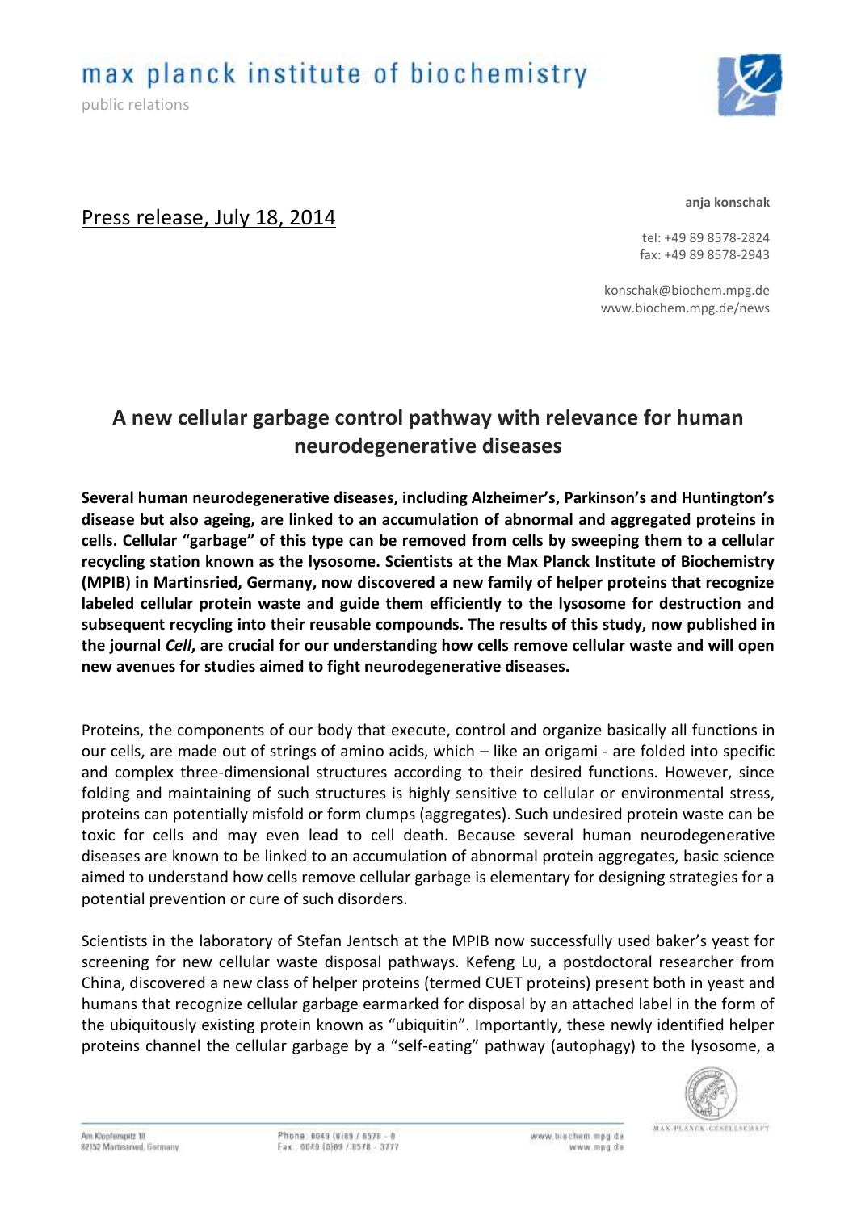max planck institute of biochemistry

public relations

Press release, July 18, 2014

**anja konschak**

tel: +49 89 8578-2824
fax: +49 89 8578-2943

konschak@biochem.mpg.de
www.biochem.mpg.de/news

# A new cellular garbage control pathway with relevance for human neurodegenerative diseases

**Several human neurodegenerative diseases, including Alzheimer's, Parkinson's and Huntington's disease but also ageing, are linked to an accumulation of abnormal and aggregated proteins in cells. Cellular "garbage" of this type can be removed from cells by sweeping them to a cellular recycling station known as the lysosome. Scientists at the Max Planck Institute of Biochemistry (MPIB) in Martinsried, Germany, now discovered a new family of helper proteins that recognize labeled cellular protein waste and guide them efficiently to the lysosome for destruction and subsequent recycling into their reusable compounds. The results of this study, now published in the journal *Cell*, are crucial for our understanding how cells remove cellular waste and will open new avenues for studies aimed to fight neurodegenerative diseases.**

Proteins, the components of our body that execute, control and organize basically all functions in our cells, are made out of strings of amino acids, which – like an origami - are folded into specific and complex three-dimensional structures according to their desired functions. However, since folding and maintaining of such structures is highly sensitive to cellular or environmental stress, proteins can potentially misfold or form clumps (aggregates). Such undesired protein waste can be toxic for cells and may even lead to cell death. Because several human neurodegenerative diseases are known to be linked to an accumulation of abnormal protein aggregates, basic science aimed to understand how cells remove cellular garbage is elementary for designing strategies for a potential prevention or cure of such disorders.

Scientists in the laboratory of Stefan Jentsch at the MPIB now successfully used baker's yeast for screening for new cellular waste disposal pathways. Kefeng Lu, a postdoctoral researcher from China, discovered a new class of helper proteins (termed CUET proteins) present both in yeast and humans that recognize cellular garbage earmarked for disposal by an attached label in the form of the ubiquitously existing protein known as "ubiquitin". Importantly, these newly identified helper proteins channel the cellular garbage by a "self-eating" pathway (autophagy) to the lysosome, a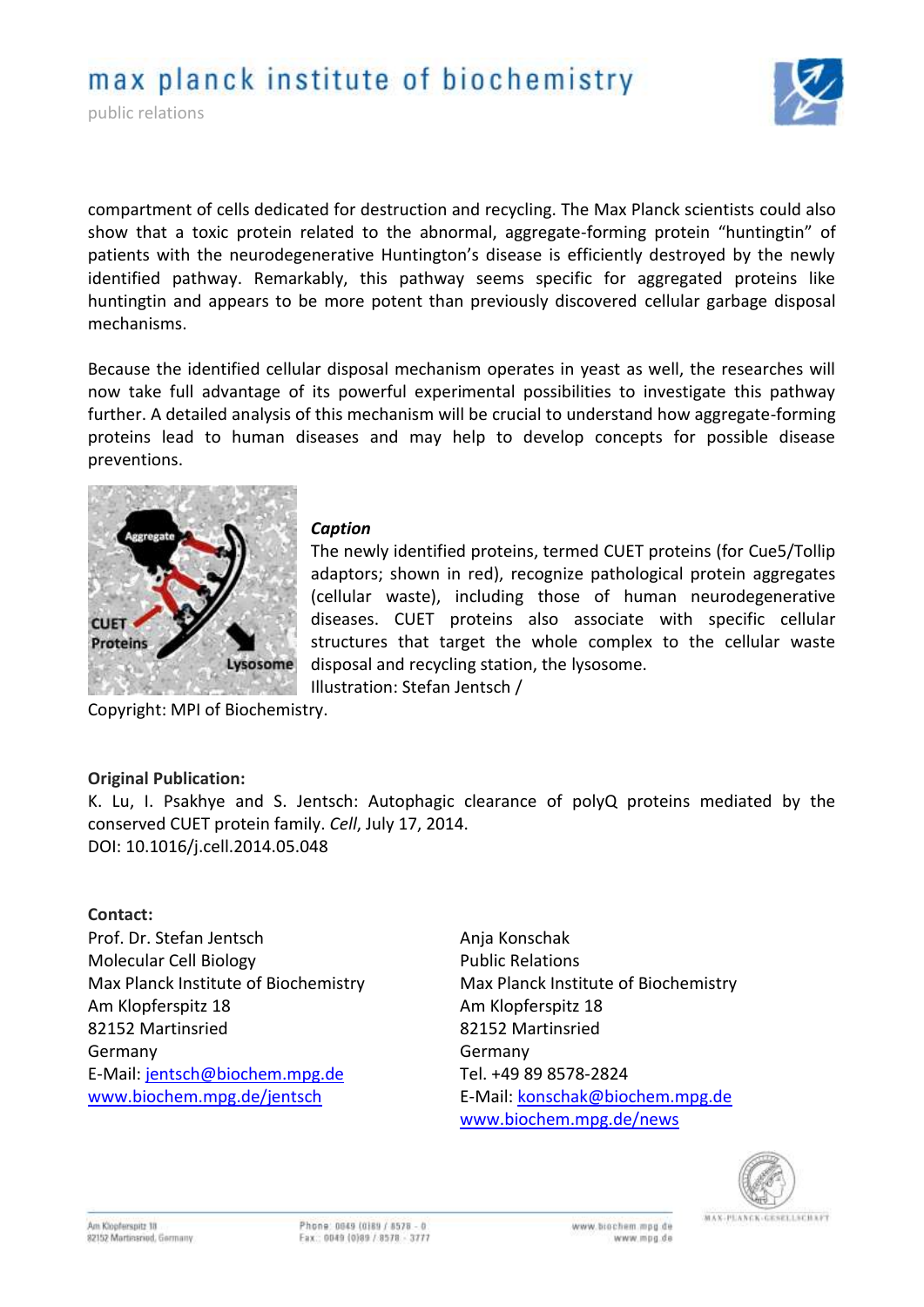compartment of cells dedicated for destruction and recycling. The Max Planck scientists could also show that a toxic protein related to the abnormal, aggregate-forming protein "huntingtin" of patients with the neurodegenerative Huntington's disease is efficiently destroyed by the newly identified pathway. Remarkably, this pathway seems specific for aggregated proteins like huntingtin and appears to be more potent than previously discovered cellular garbage disposal mechanisms.

Because the identified cellular disposal mechanism operates in yeast as well, the researches will now take full advantage of its powerful experimental possibilities to investigate this pathway further. A detailed analysis of this mechanism will be crucial to understand how aggregate-forming proteins lead to human diseases and may help to develop concepts for possible disease preventions.

Aggregate

CUET Proteins

Lysosome

***Caption***

The newly identified proteins, termed CUET proteins (for Cue5/Tollip adaptors; shown in red), recognize pathological protein aggregates (cellular waste), including those of human neurodegenerative diseases. CUET proteins also associate with specific cellular structures that target the whole complex to the cellular waste disposal and recycling station, the lysosome.
Illustration: Stefan Jentsch / Copyright: MPI of Biochemistry.

**Original Publication:**
K. Lu, I. Psakhye and S. Jentsch: Autophagic clearance of polyQ proteins mediated by the conserved CUET protein family. *Cell*, July 17, 2014.
DOI: 10.1016/j.cell.2014.05.048

**Contact:**

Prof. Dr. Stefan Jentsch
Molecular Cell Biology
Max Planck Institute of Biochemistry
Am Klopferspitz 18
82152 Martinsried
Germany
E-Mail: jentsch@biochem.mpg.de
www.biochem.mpg.de/jentsch

Anja Konschak
Public Relations
Max Planck Institute of Biochemistry
Am Klopferspitz 18
82152 Martinsried
Germany
Tel. +49 89 8578-2824
E-Mail: konschak@biochem.mpg.de
www.biochem.mpg.de/news